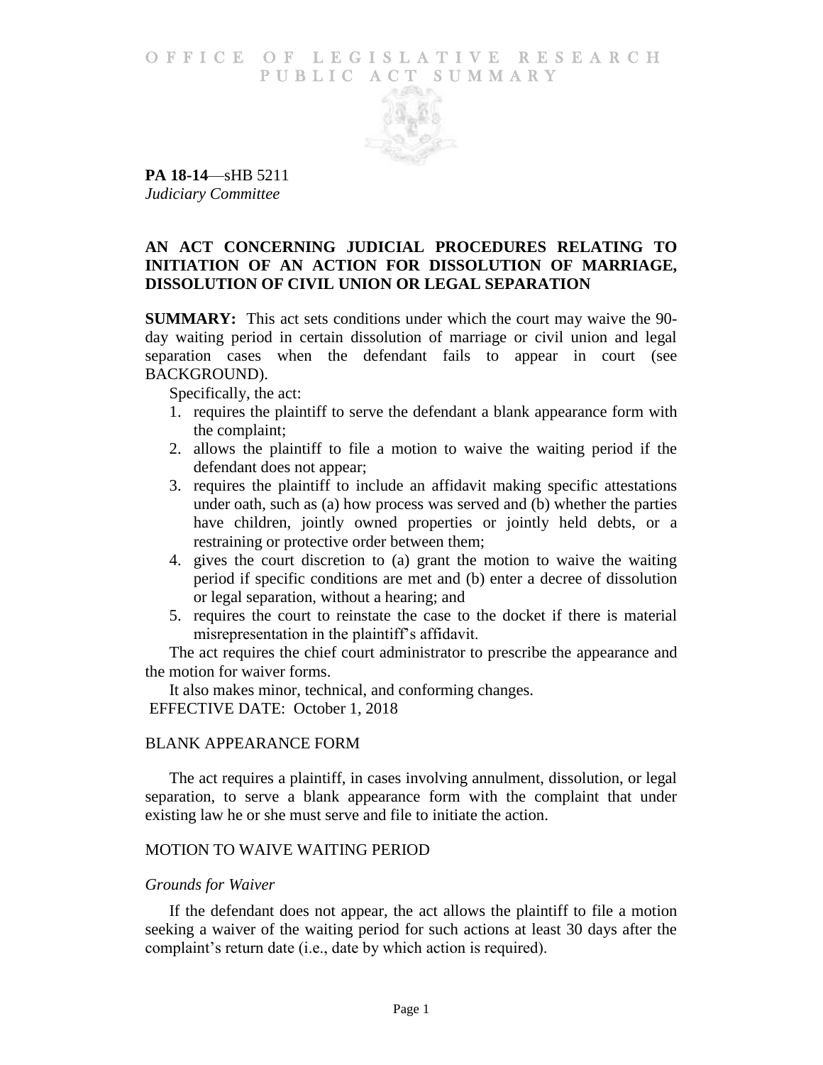# OFFICE OF LEGISLATIVE RESEARCH PUBLIC ACT SUMMARY

**PA 18-14**—sHB 5211
*Judiciary Committee*

## AN ACT CONCERNING JUDICIAL PROCEDURES RELATING TO INITIATION OF AN ACTION FOR DISSOLUTION OF MARRIAGE, DISSOLUTION OF CIVIL UNION OR LEGAL SEPARATION

**SUMMARY:** This act sets conditions under which the court may waive the 90-day waiting period in certain dissolution of marriage or civil union and legal separation cases when the defendant fails to appear in court (see BACKGROUND).

Specifically, the act:

1. requires the plaintiff to serve the defendant a blank appearance form with the complaint;
2. allows the plaintiff to file a motion to waive the waiting period if the defendant does not appear;
3. requires the plaintiff to include an affidavit making specific attestations under oath, such as (a) how process was served and (b) whether the parties have children, jointly owned properties or jointly held debts, or a restraining or protective order between them;
4. gives the court discretion to (a) grant the motion to waive the waiting period if specific conditions are met and (b) enter a decree of dissolution or legal separation, without a hearing; and
5. requires the court to reinstate the case to the docket if there is material misrepresentation in the plaintiff's affidavit.

The act requires the chief court administrator to prescribe the appearance and the motion for waiver forms.

It also makes minor, technical, and conforming changes.

EFFECTIVE DATE: October 1, 2018

## BLANK APPEARANCE FORM

The act requires a plaintiff, in cases involving annulment, dissolution, or legal separation, to serve a blank appearance form with the complaint that under existing law he or she must serve and file to initiate the action.

## MOTION TO WAIVE WAITING PERIOD

### *Grounds for Waiver*

If the defendant does not appear, the act allows the plaintiff to file a motion seeking a waiver of the waiting period for such actions at least 30 days after the complaint's return date (i.e., date by which action is required).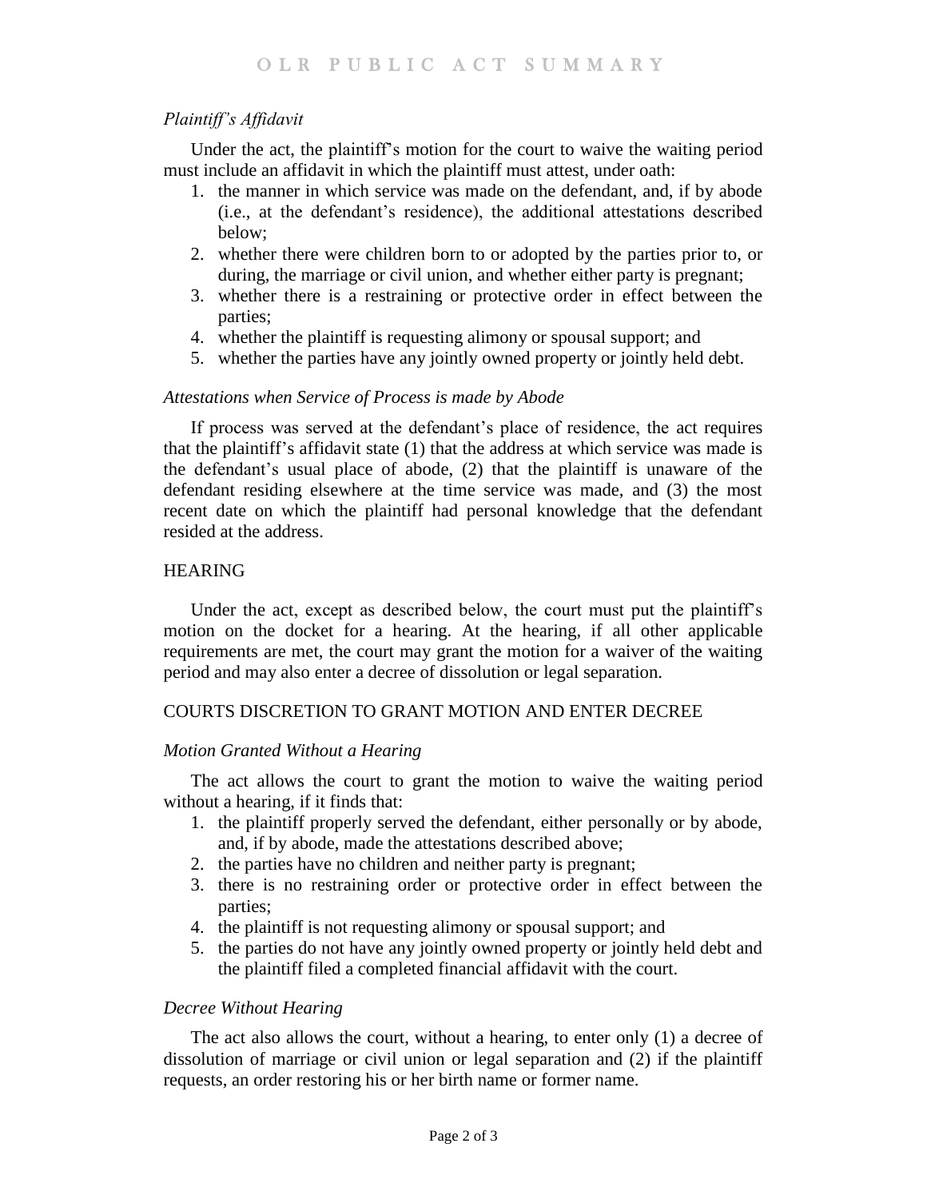### *Plaintiff's Affidavit*

Under the act, the plaintiff's motion for the court to waive the waiting period must include an affidavit in which the plaintiff must attest, under oath:

1. the manner in which service was made on the defendant, and, if by abode (i.e., at the defendant's residence), the additional attestations described below;
2. whether there were children born to or adopted by the parties prior to, or during, the marriage or civil union, and whether either party is pregnant;
3. whether there is a restraining or protective order in effect between the parties;
4. whether the plaintiff is requesting alimony or spousal support; and
5. whether the parties have any jointly owned property or jointly held debt.

### *Attestations when Service of Process is made by Abode*

If process was served at the defendant's place of residence, the act requires that the plaintiff's affidavit state (1) that the address at which service was made is the defendant's usual place of abode, (2) that the plaintiff is unaware of the defendant residing elsewhere at the time service was made, and (3) the most recent date on which the plaintiff had personal knowledge that the defendant resided at the address.

## HEARING

Under the act, except as described below, the court must put the plaintiff's motion on the docket for a hearing. At the hearing, if all other applicable requirements are met, the court may grant the motion for a waiver of the waiting period and may also enter a decree of dissolution or legal separation.

## COURTS DISCRETION TO GRANT MOTION AND ENTER DECREE

### *Motion Granted Without a Hearing*

The act allows the court to grant the motion to waive the waiting period without a hearing, if it finds that:

1. the plaintiff properly served the defendant, either personally or by abode, and, if by abode, made the attestations described above;
2. the parties have no children and neither party is pregnant;
3. there is no restraining order or protective order in effect between the parties;
4. the plaintiff is not requesting alimony or spousal support; and
5. the parties do not have any jointly owned property or jointly held debt and the plaintiff filed a completed financial affidavit with the court.

### *Decree Without Hearing*

The act also allows the court, without a hearing, to enter only (1) a decree of dissolution of marriage or civil union or legal separation and (2) if the plaintiff requests, an order restoring his or her birth name or former name.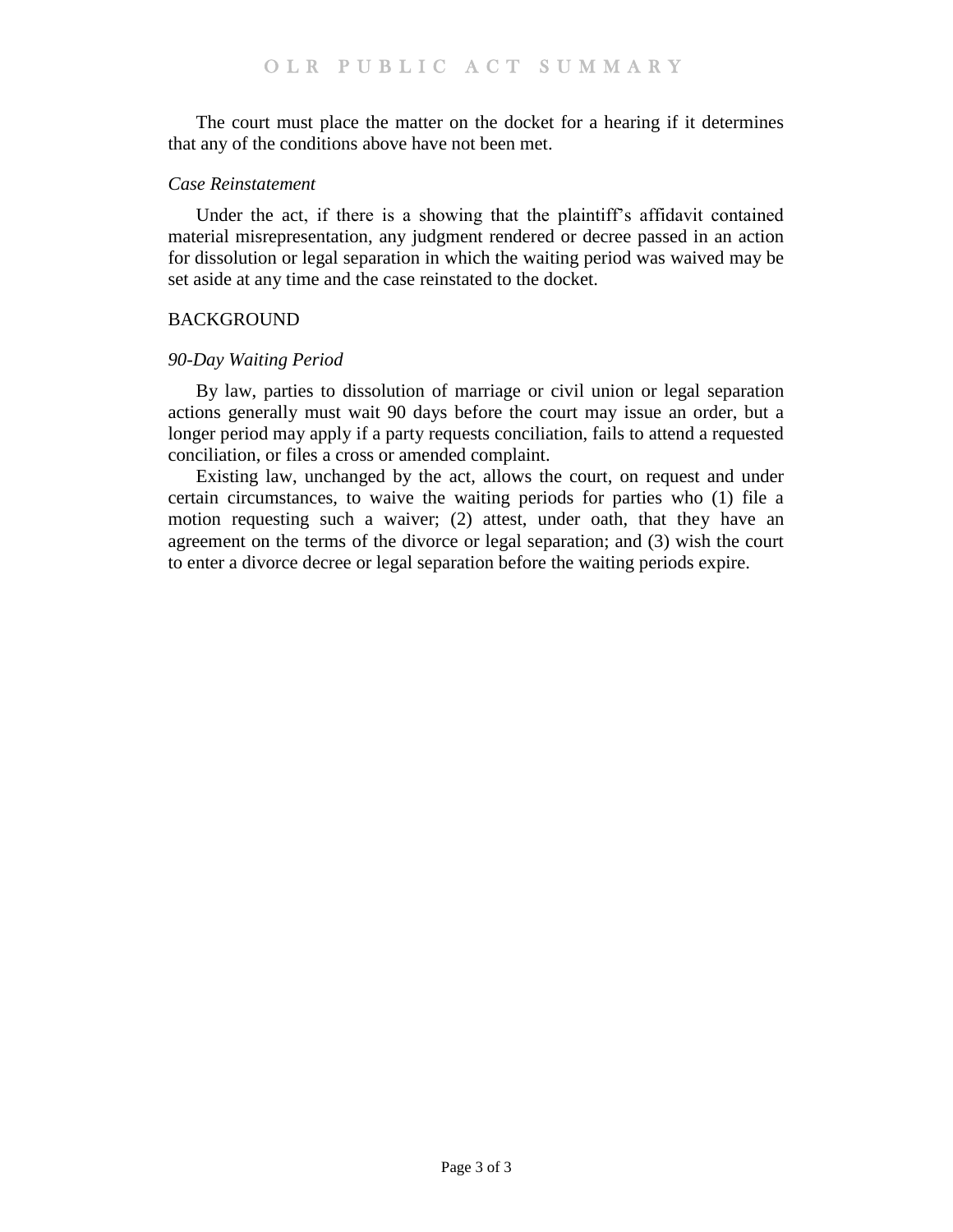The court must place the matter on the docket for a hearing if it determines that any of the conditions above have not been met.

*Case Reinstatement*

Under the act, if there is a showing that the plaintiff's affidavit contained material misrepresentation, any judgment rendered or decree passed in an action for dissolution or legal separation in which the waiting period was waived may be set aside at any time and the case reinstated to the docket.

## BACKGROUND

*90-Day Waiting Period*

By law, parties to dissolution of marriage or civil union or legal separation actions generally must wait 90 days before the court may issue an order, but a longer period may apply if a party requests conciliation, fails to attend a requested conciliation, or files a cross or amended complaint.

Existing law, unchanged by the act, allows the court, on request and under certain circumstances, to waive the waiting periods for parties who (1) file a motion requesting such a waiver; (2) attest, under oath, that they have an agreement on the terms of the divorce or legal separation; and (3) wish the court to enter a divorce decree or legal separation before the waiting periods expire.